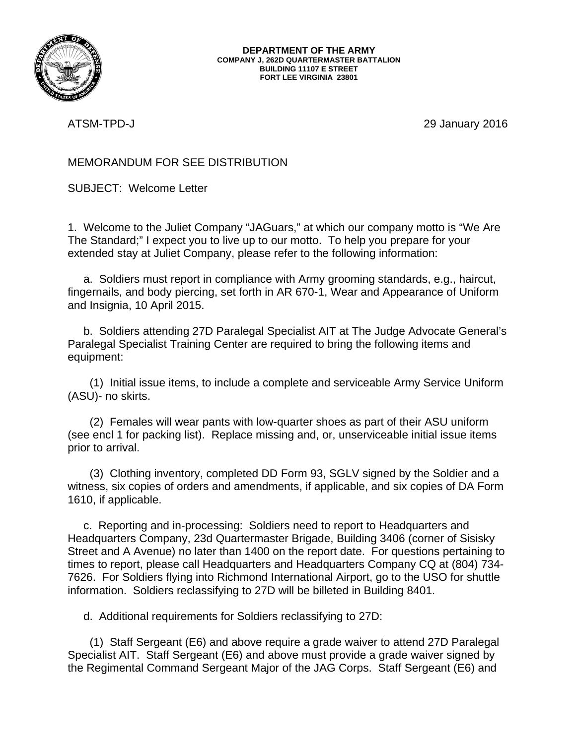**DEPARTMENT OF THE ARMY**
**COMPANY J, 262D QUARTERMASTER BATTALION**
**BUILDING 11107 E STREET**
**FORT LEE VIRGINIA 23801**

ATSM-TPD-J 29 January 2016

MEMORANDUM FOR SEE DISTRIBUTION

SUBJECT: Welcome Letter

1. Welcome to the Juliet Company "JAGuars," at which our company motto is "We Are The Standard;" I expect you to live up to our motto. To help you prepare for your extended stay at Juliet Company, please refer to the following information:

a. Soldiers must report in compliance with Army grooming standards, e.g., haircut, fingernails, and body piercing, set forth in AR 670-1, Wear and Appearance of Uniform and Insignia, 10 April 2015.

b. Soldiers attending 27D Paralegal Specialist AIT at The Judge Advocate General's Paralegal Specialist Training Center are required to bring the following items and equipment:

(1) Initial issue items, to include a complete and serviceable Army Service Uniform (ASU)- no skirts.

(2) Females will wear pants with low-quarter shoes as part of their ASU uniform (see encl 1 for packing list). Replace missing and, or, unserviceable initial issue items prior to arrival.

(3) Clothing inventory, completed DD Form 93, SGLV signed by the Soldier and a witness, six copies of orders and amendments, if applicable, and six copies of DA Form 1610, if applicable.

c. Reporting and in-processing: Soldiers need to report to Headquarters and Headquarters Company, 23d Quartermaster Brigade, Building 3406 (corner of Sisisky Street and A Avenue) no later than 1400 on the report date. For questions pertaining to times to report, please call Headquarters and Headquarters Company CQ at (804) 734-7626. For Soldiers flying into Richmond International Airport, go to the USO for shuttle information. Soldiers reclassifying to 27D will be billeted in Building 8401.

d. Additional requirements for Soldiers reclassifying to 27D:

(1) Staff Sergeant (E6) and above require a grade waiver to attend 27D Paralegal Specialist AIT. Staff Sergeant (E6) and above must provide a grade waiver signed by the Regimental Command Sergeant Major of the JAG Corps. Staff Sergeant (E6) and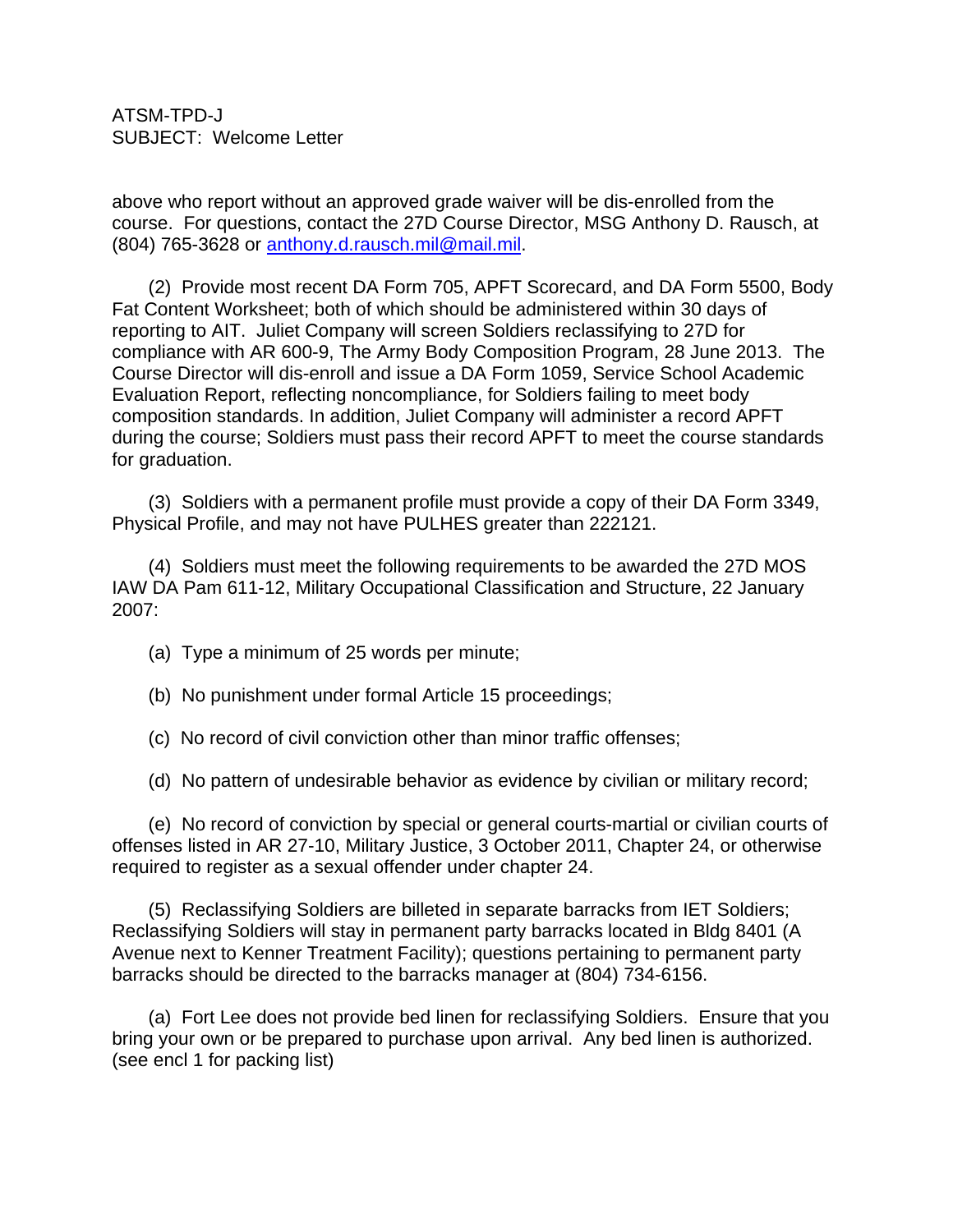ATSM-TPD-J
SUBJECT: Welcome Letter

above who report without an approved grade waiver will be dis-enrolled from the course. For questions, contact the 27D Course Director, MSG Anthony D. Rausch, at (804) 765-3628 or anthony.d.rausch.mil@mail.mil.

(2) Provide most recent DA Form 705, APFT Scorecard, and DA Form 5500, Body Fat Content Worksheet; both of which should be administered within 30 days of reporting to AIT. Juliet Company will screen Soldiers reclassifying to 27D for compliance with AR 600-9, The Army Body Composition Program, 28 June 2013. The Course Director will dis-enroll and issue a DA Form 1059, Service School Academic Evaluation Report, reflecting noncompliance, for Soldiers failing to meet body composition standards. In addition, Juliet Company will administer a record APFT during the course; Soldiers must pass their record APFT to meet the course standards for graduation.

(3) Soldiers with a permanent profile must provide a copy of their DA Form 3349, Physical Profile, and may not have PULHES greater than 222121.

(4) Soldiers must meet the following requirements to be awarded the 27D MOS IAW DA Pam 611-12, Military Occupational Classification and Structure, 22 January 2007:

(a) Type a minimum of 25 words per minute;

(b) No punishment under formal Article 15 proceedings;

(c) No record of civil conviction other than minor traffic offenses;

(d) No pattern of undesirable behavior as evidence by civilian or military record;

(e) No record of conviction by special or general courts-martial or civilian courts of offenses listed in AR 27-10, Military Justice, 3 October 2011, Chapter 24, or otherwise required to register as a sexual offender under chapter 24.

(5) Reclassifying Soldiers are billeted in separate barracks from IET Soldiers; Reclassifying Soldiers will stay in permanent party barracks located in Bldg 8401 (A Avenue next to Kenner Treatment Facility); questions pertaining to permanent party barracks should be directed to the barracks manager at (804) 734-6156.

(a) Fort Lee does not provide bed linen for reclassifying Soldiers. Ensure that you bring your own or be prepared to purchase upon arrival. Any bed linen is authorized. (see encl 1 for packing list)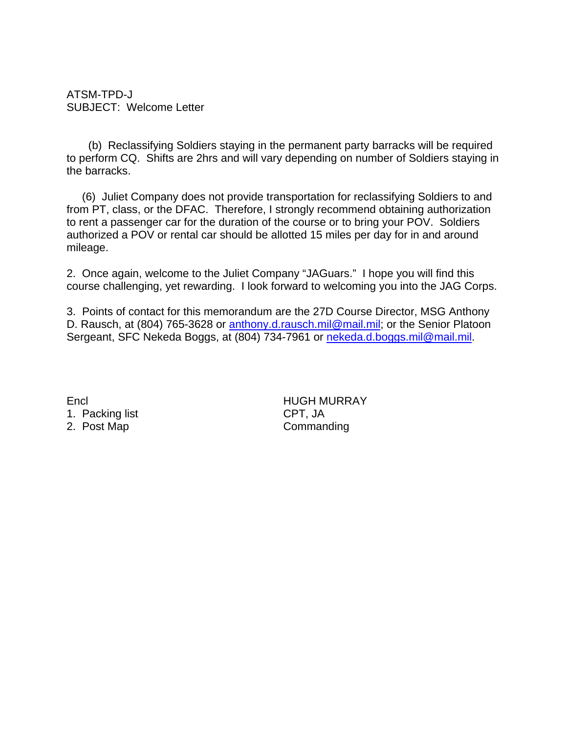ATSM-TPD-J
SUBJECT: Welcome Letter

(b) Reclassifying Soldiers staying in the permanent party barracks will be required to perform CQ. Shifts are 2hrs and will vary depending on number of Soldiers staying in the barracks.

(6) Juliet Company does not provide transportation for reclassifying Soldiers to and from PT, class, or the DFAC. Therefore, I strongly recommend obtaining authorization to rent a passenger car for the duration of the course or to bring your POV. Soldiers authorized a POV or rental car should be allotted 15 miles per day for in and around mileage.

2. Once again, welcome to the Juliet Company "JAGuars." I hope you will find this course challenging, yet rewarding. I look forward to welcoming you into the JAG Corps.

3. Points of contact for this memorandum are the 27D Course Director, MSG Anthony D. Rausch, at (804) 765-3628 or anthony.d.rausch.mil@mail.mil; or the Senior Platoon Sergeant, SFC Nekeda Boggs, at (804) 734-7961 or nekeda.d.boggs.mil@mail.mil.

Encl
1. Packing list
2. Post Map

HUGH MURRAY
CPT, JA
Commanding